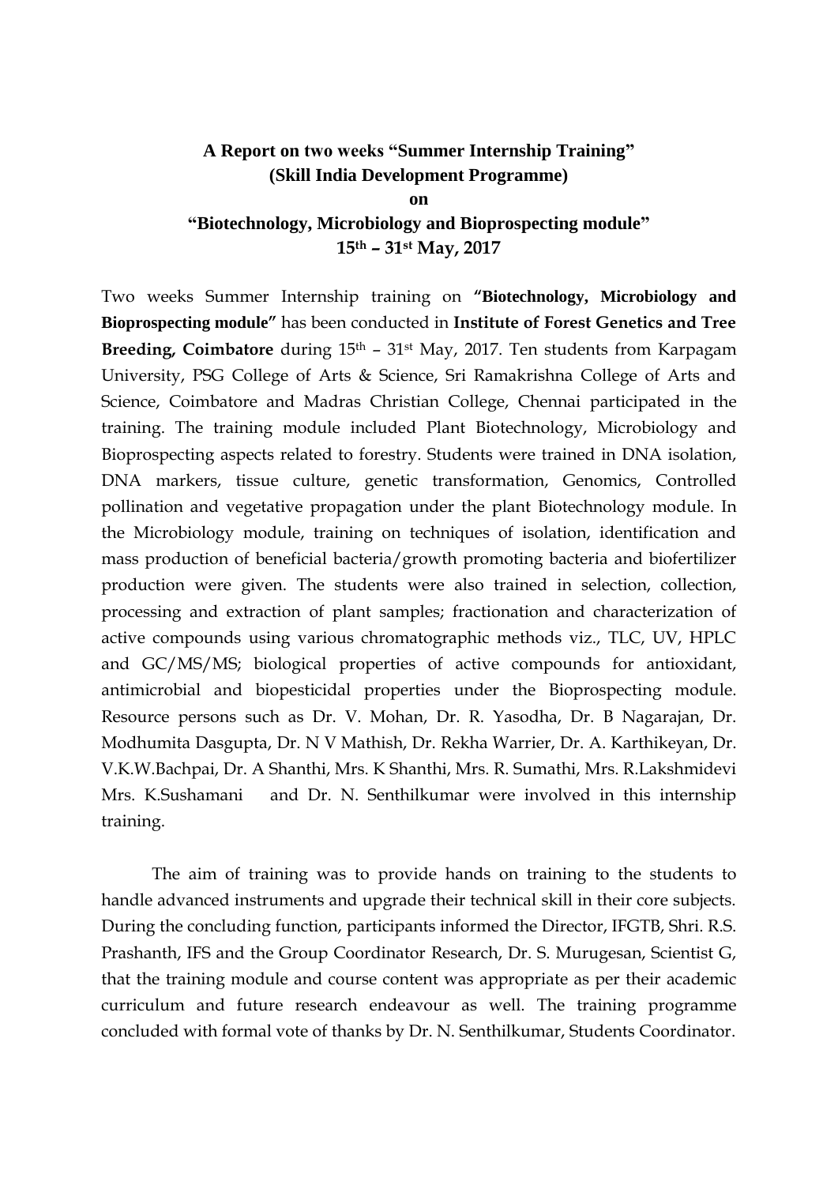# A Report on two weeks "Summer Internship Training" (Skill India Development Programme) on "Biotechnology, Microbiology and Bioprospecting module" 15th – 31st May, 2017

Two weeks Summer Internship training on **"Biotechnology, Microbiology and Bioprospecting module"** has been conducted in **Institute of Forest Genetics and Tree Breeding, Coimbatore** during 15th – 31st May, 2017. Ten students from Karpagam University, PSG College of Arts & Science, Sri Ramakrishna College of Arts and Science, Coimbatore and Madras Christian College, Chennai participated in the training. The training module included Plant Biotechnology, Microbiology and Bioprospecting aspects related to forestry. Students were trained in DNA isolation, DNA markers, tissue culture, genetic transformation, Genomics, Controlled pollination and vegetative propagation under the plant Biotechnology module. In the Microbiology module, training on techniques of isolation, identification and mass production of beneficial bacteria/growth promoting bacteria and biofertilizer production were given. The students were also trained in selection, collection, processing and extraction of plant samples; fractionation and characterization of active compounds using various chromatographic methods viz., TLC, UV, HPLC and GC/MS/MS; biological properties of active compounds for antioxidant, antimicrobial and biopesticidal properties under the Bioprospecting module. Resource persons such as Dr. V. Mohan, Dr. R. Yasodha, Dr. B Nagarajan, Dr. Modhumita Dasgupta, Dr. N V Mathish, Dr. Rekha Warrier, Dr. A. Karthikeyan, Dr. V.K.W.Bachpai, Dr. A Shanthi, Mrs. K Shanthi, Mrs. R. Sumathi, Mrs. R.Lakshmidevi Mrs. K.Sushamani and Dr. N. Senthilkumar were involved in this internship training.

The aim of training was to provide hands on training to the students to handle advanced instruments and upgrade their technical skill in their core subjects. During the concluding function, participants informed the Director, IFGTB, Shri. R.S. Prashanth, IFS and the Group Coordinator Research, Dr. S. Murugesan, Scientist G, that the training module and course content was appropriate as per their academic curriculum and future research endeavour as well. The training programme concluded with formal vote of thanks by Dr. N. Senthilkumar, Students Coordinator.